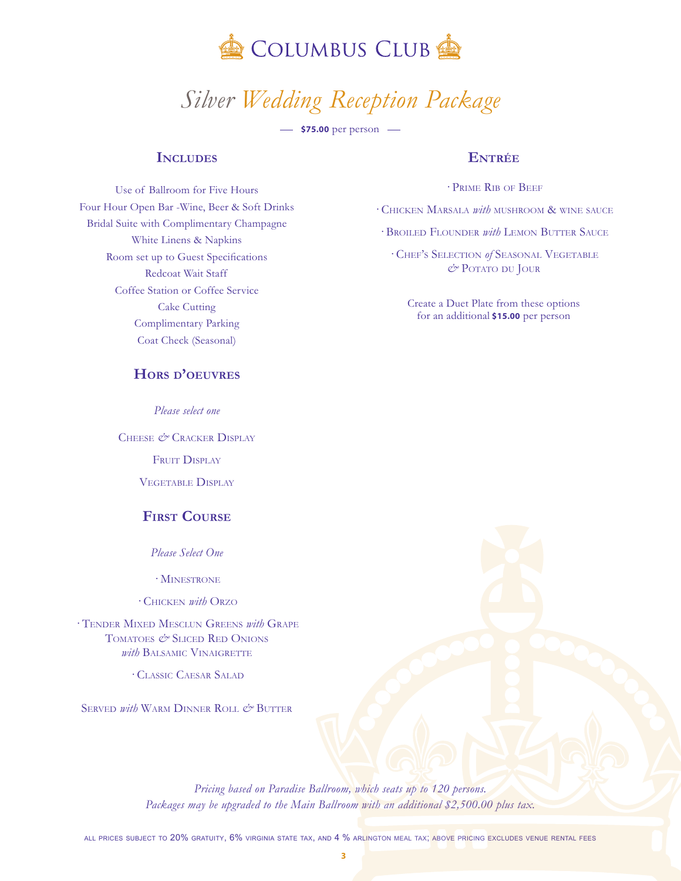# Columbus Club

## *Silver Wedding Reception Package*

— **$75.00** per person —

### Includes

Use of Ballroom for Five Hours
Four Hour Open Bar -Wine, Beer & Soft Drinks
Bridal Suite with Complimentary Champagne
White Linens & Napkins
Room set up to Guest Specifications
Redcoat Wait Staff
Coffee Station or Coffee Service
Cake Cutting
Complimentary Parking
Coat Check (Seasonal)

### Hors d'oeuvres

*Please select one*

Cheese & Cracker Display

Fruit Display

Vegetable Display

### First Course

*Please Select One*

· Minestrone

· Chicken *with* Orzo

· Tender Mixed Mesclun Greens *with* Grape Tomatoes & Sliced Red Onions *with* Balsamic Vinaigrette

· Classic Caesar Salad

Served *with* Warm Dinner Roll & Butter

### Entrée

· Prime Rib of Beef

· Chicken Marsala *with* mushroom & wine sauce

· Broiled Flounder *with* Lemon Butter Sauce

· Chef's Selection *of* Seasonal Vegetable & Potato du Jour

Create a Duet Plate from these options for an additional **$15.00** per person

*Pricing based on Paradise Ballroom, which seats up to 120 persons.*
*Packages may be upgraded to the Main Ballroom with an additional $2,500.00 plus tax.*

all prices subject to 20% gratuity, 6% virginia state tax, and 4 % arlington meal tax; above pricing excludes venue rental fees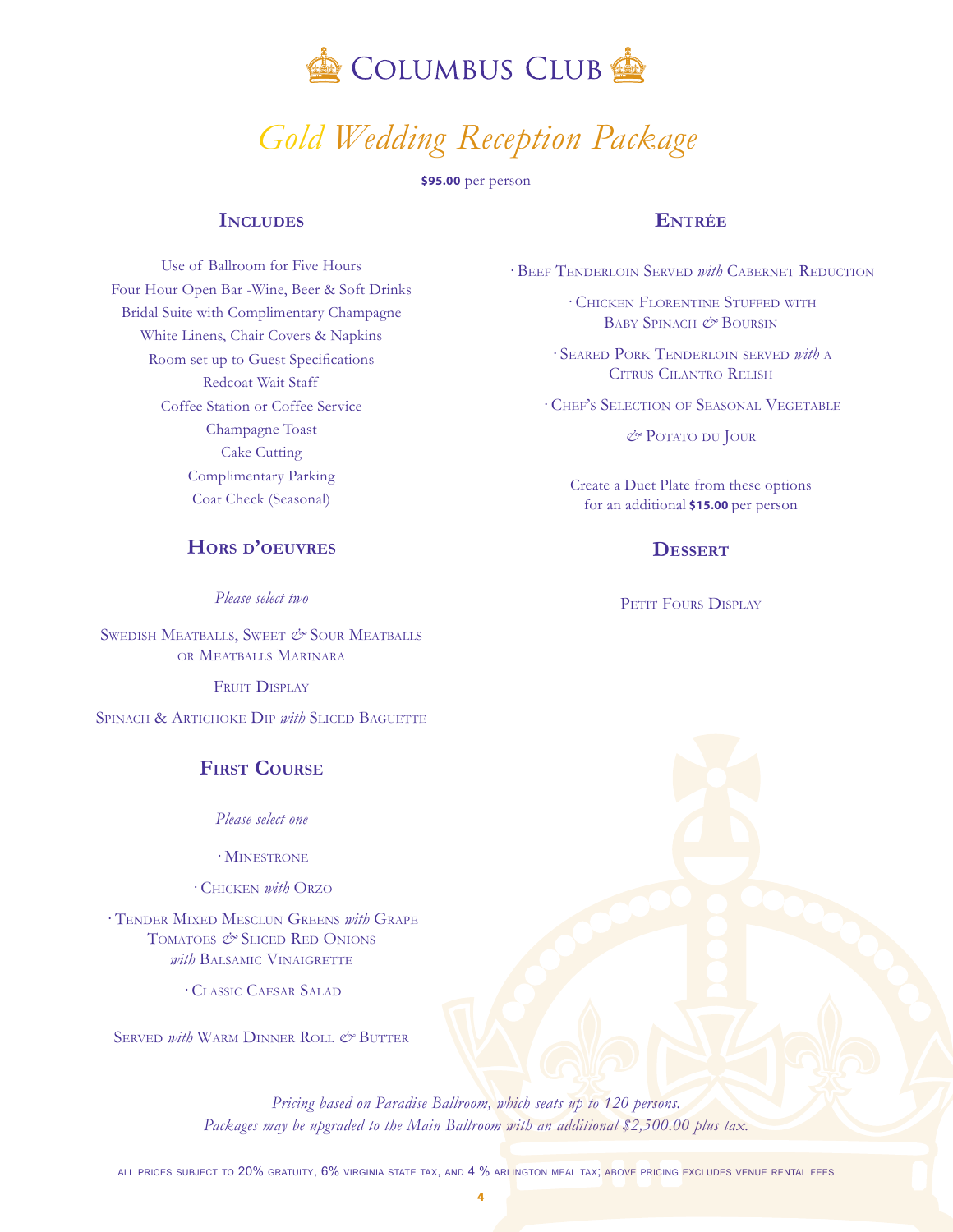# Columbus Club

## Gold Wedding Reception Package

— **$95.00** per person —

### Includes

Use of Ballroom for Five Hours
Four Hour Open Bar -Wine, Beer & Soft Drinks
Bridal Suite with Complimentary Champagne
White Linens, Chair Covers & Napkins
Room set up to Guest Specifications
Redcoat Wait Staff
Coffee Station or Coffee Service
Champagne Toast
Cake Cutting
Complimentary Parking
Coat Check (Seasonal)

### Hors d'oeuvres

*Please select two*

Swedish Meatballs, Sweet & Sour Meatballs or Meatballs Marinara

Fruit Display

Spinach & Artichoke Dip *with* Sliced Baguette

### First Course

*Please select one*

· Minestrone

· Chicken *with* Orzo

· Tender Mixed Mesclun Greens *with* Grape Tomatoes & Sliced Red Onions *with* Balsamic Vinaigrette

· Classic Caesar Salad

Served *with* Warm Dinner Roll & Butter

### Entrée

· Beef Tenderloin Served *with* Cabernet Reduction

· Chicken Florentine Stuffed with Baby Spinach & Boursin

· Seared Pork Tenderloin served *with* a Citrus Cilantro Relish

· Chef's Selection of Seasonal Vegetable

& Potato du Jour

Create a Duet Plate from these options for an additional **$15.00** per person

### Dessert

Petit Fours Display

*Pricing based on Paradise Ballroom, which seats up to 120 persons.*
*Packages may be upgraded to the Main Ballroom with an additional $2,500.00 plus tax.*

ALL PRICES SUBJECT TO 20% GRATUITY, 6% VIRGINIA STATE TAX, AND 4 % ARLINGTON MEAL TAX; ABOVE PRICING EXCLUDES VENUE RENTAL FEES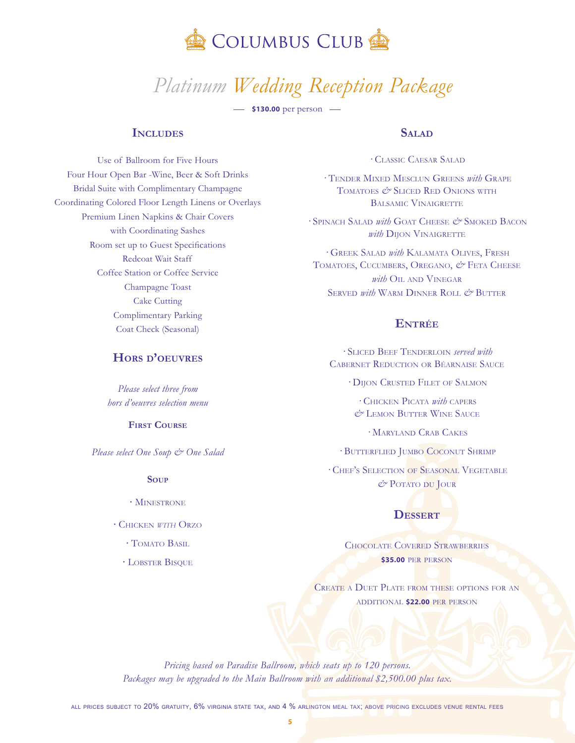# Columbus Club

## *Platinum Wedding Reception Package*

— **$130.00** per person —

### Includes

Use of Ballroom for Five Hours
Four Hour Open Bar -Wine, Beer & Soft Drinks
Bridal Suite with Complimentary Champagne
Coordinating Colored Floor Length Linens or Overlays
Premium Linen Napkins & Chair Covers
with Coordinating Sashes
Room set up to Guest Specifications
Redcoat Wait Staff
Coffee Station or Coffee Service
Champagne Toast
Cake Cutting
Complimentary Parking
Coat Check (Seasonal)

### Hors d'oeuvres

*Please select three from hors d'oeuvres selection menu*

#### First Course

*Please select One Soup & One Salad*

#### Soup

- Minestrone
- Chicken *with* Orzo
- Tomato Basil
- Lobster Bisque

### Salad

- Classic Caesar Salad
- Tender Mixed Mesclun Greens *with* Grape Tomatoes & Sliced Red Onions with Balsamic Vinaigrette
- Spinach Salad *with* Goat Cheese & Smoked Bacon *with* Dijon Vinaigrette
- Greek Salad *with* Kalamata Olives, Fresh Tomatoes, Cucumbers, Oregano, & Feta Cheese *with* Oil and Vinegar

Served *with* Warm Dinner Roll & Butter

### Entrée

- Sliced Beef Tenderloin *served with* Cabernet Reduction or Béarnaise Sauce
- Dijon Crusted Filet of Salmon
- Chicken Picata *with* capers & Lemon Butter Wine Sauce
- Maryland Crab Cakes
- Butterflied Jumbo Coconut Shrimp
- Chef's Selection of Seasonal Vegetable & Potato du Jour

### Dessert

Chocolate Covered Strawberries
**$35.00** per person

Create a Duet Plate from these options for an additional **$22.00** per person

*Pricing based on Paradise Ballroom, which seats up to 120 persons.*
*Packages may be upgraded to the Main Ballroom with an additional $2,500.00 plus tax.*

ALL PRICES SUBJECT TO 20% GRATUITY, 6% VIRGINIA STATE TAX, AND 4 % ARLINGTON MEAL TAX; ABOVE PRICING EXCLUDES VENUE RENTAL FEES